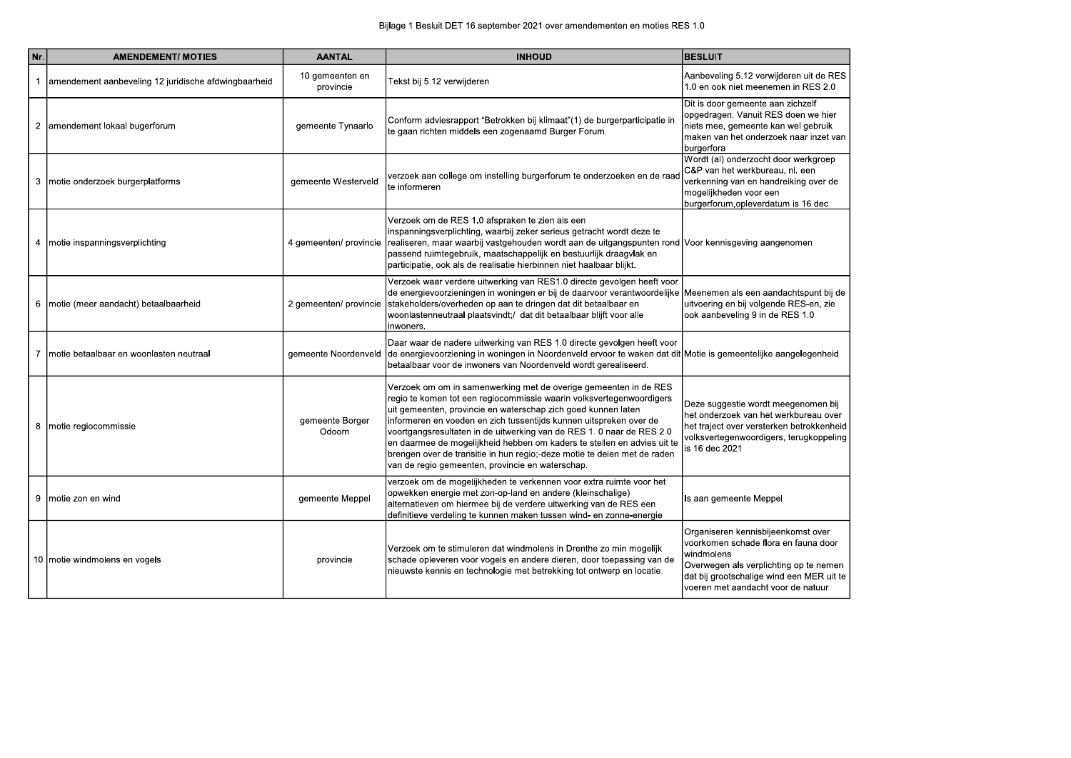Bijlage 1 Besluit DET 16 september 2021 over amendementen en moties RES 1.0

| Nr. | AMENDEMENT/ MOTIES | AANTAL | INHOUD | BESLUIT |
|---|---|---|---|---|
| 1 | amendement aanbeveling 12 juridische afdwingbaarheid | 10 gemeenten en provincie | Tekst bij 5.12 verwijderen | Aanbeveling 5.12 verwijderen uit de RES 1.0 en ook niet meenemen in RES 2.0 |
| 2 | amendement lokaal bugerforum | gemeente Tynaarlo | Conform adviesrapport "Betrokken bij klimaat"(1) de burgerparticipatie in te gaan richten middels een zogenaamd Burger Forum. | Dit is door gemeente aan zichzelf opgedragen. Vanuit RES doen we hier niets mee, gemeente kan wel gebruik maken van het onderzoek naar inzet van burgerfora |
| 3 | motie onderzoek burgerplatforms | gemeente Westerveld | verzoek aan college om instelling burgerforum te onderzoeken en de raad te informeren | Wordt (al) onderzocht door werkgroep C&P van het werkbureau, nl. een verkenning van en handreiking over de mogelijkheden voor een burgerforum,opleverdatum is 16 dec |
| 4 | motie inspanningsverplichting | 4 gemeenten/ provincie | Verzoek om de RES 1.0 afspraken te zien als een inspanningsverplichting, waarbij zeker serieus getracht wordt deze te realiseren, maar waarbij vastgehouden wordt aan de uitgangspunten rond passend ruimtegebruik, maatschappelijk en bestuurlijk draagvlak en participatie, ook als de realisatie hierbinnen niet haalbaar blijkt. | Voor kennisgeving aangenomen |
| 6 | motie (meer aandacht) betaalbaarheid | 2 gemeenten/ provincie | Verzoek waar verdere uitwerking van RES1.0 directe gevolgen heeft voor de energievoorzieningen in woningen er bij de daarvoor verantwoordelijke stakeholders/overheden op aan te dringen dat dit betaalbaar en woonlastenneutraal plaatsvindt;/ dat dit betaalbaar blijft voor alle inwoners. | Meenemen als een aandachtspunt bij de uitvoering en bij volgende RES-en, zie ook aanbeveling 9 in de RES 1.0 |
| 7 | motie betaalbaar en woonlasten neutraal | gemeente Noordenveld | Daar waar de nadere uitwerking van RES 1.0 directe gevolgen heeft voor de energievoorziening in woningen in Noordenveld ervoor te waken dat dit betaalbaar voor de inwoners van Noordenveld wordt gerealiseerd. | Motie is gemeentelijke aangelegenheid |
| 8 | motie regiocommissie | gemeente Borger Odoorn | Verzoek om om in samenwerking met de overige gemeenten in de RES regio te komen tot een regiocommissie waarin volksvertegenwoordigers uit gemeenten, provincie en waterschap zich goed kunnen laten informeren en voeden en zich tussentijds kunnen uitspreken over de voortgangsresultaten in de uitwerking van de RES 1. 0 naar de RES 2.0 en daarmee de mogelijkheid hebben om kaders te stellen en advies uit te brengen over de transitie in hun regio;-deze motie te delen met de raden van de regio gemeenten, provincie en waterschap. | Deze suggestie wordt meegenomen bij het onderzoek van het werkbureau over het traject over versterken betrokkenheid volksvertegenwoordigers, terugkoppeling is 16 dec 2021 |
| 9 | motie zon en wind | gemeente Meppel | verzoek om de mogelijkheden te verkennen voor extra ruimte voor het opwekken energie met zon-op-land en andere (kleinschalige) alternatieven om hiermee bij de verdere uitwerking van de RES een definitieve verdeling te kunnen maken tussen wind- en zonne-energie | Is aan gemeente Meppel |
| 10 | motie windmolens en vogels | provincie | Verzoek om te stimuleren dat windmolens in Drenthe zo min mogelijk schade opleveren voor vogels en andere dieren, door toepassing van de nieuwste kennis en technologie met betrekking tot ontwerp en locatie. | Organiseren kennisbijeenkomst over voorkomen schade flora en fauna door windmolens<br>Overwegen als verplichting op te nemen dat bij grootschalige wind een MER uit te voeren met aandacht voor de natuur |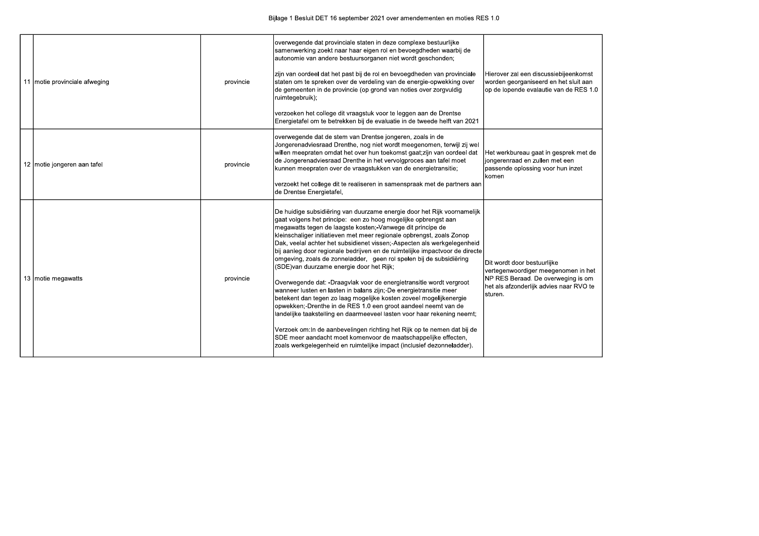Bijlage 1 Besluit DET 16 september 2021 over amendementen en moties RES 1.0

| | | | | |
|---|---|---|---|---|
| 11 | motie provinciale afweging | provincie | overwegende dat provinciale staten in deze complexe bestuurlijke samenwerking zoekt naar haar eigen rol en bevoegdheden waarbij de autonomie van andere bestuursorganen niet wordt geschonden;<br><br>zijn van oordeel dat het past bij de rol en bevoegdheden van provinciale staten om te spreken over de verdeling van de energie-opwekking over de gemeenten in de provincie (op grond van noties over zorgvuldig ruimtegebruik);<br><br>verzoeken het college dit vraagstuk voor te leggen aan de Drentse Energietafel om te betrekken bij de evaluatie in de tweede helft van 2021 | Hierover zal een discussiebijeenkomst worden georganiseerd en het sluit aan op de lopende evalautie van de RES 1.0 |
| 12 | motie jongeren aan tafel | provincie | overwegende dat de stem van Drentse jongeren, zoals in de Jongerenadviesraad Drenthe, nog niet wordt meegenomen, terwijl zij wel willen meepraten omdat het over hun toekomst gaat;zijn van oordeel dat de Jongerenadviesraad Drenthe in het vervolgproces aan tafel moet kunnen meepraten over de vraagstukken van de energietransitie;<br><br>verzoekt het college dit te realiseren in samenspraak met de partners aan de Drentse Energietafel, | Het werkbureau gaat in gesprek met de jongerenraad en zullen met een passende oplossing voor hun inzet komen |
| 13 | motie megawatts | provincie | De huidige subsidiëring van duurzame energie door het Rijk voornamelijk gaat volgens het principe: een zo hoog mogelijke opbrengst aan megawatts tegen de laagste kosten;-Vanwege dit principe de kleinschaliger initiatieven met meer regionale opbrengst, zoals Zonop Dak, veelal achter het subsidienet vissen;-Aspecten als werkgelegenheid bij aanleg door regionale bedrijven en de ruimtelijke impactvoor de directe omgeving, zoals de zonneladder, geen rol spelen bij de subsidiëring (SDE)van duurzame energie door het Rijk;<br><br>Overwegende dat: -Draagvlak voor de energietransitie wordt vergroot wanneer lusten en lasten in balans zijn;-De energietransitie meer betekent dan tegen zo laag mogelijke kosten zoveel mogelijkenergie opwekken;-Drenthe in de RES 1.0 een groot aandeel neemt van de landelijke taakstelling en daarmeeveel lasten voor haar rekening neemt;<br><br>Verzoek om:In de aanbevelingen richting het Rijk op te nemen dat bij de SDE meer aandacht moet komenvoor de maatschappelijke effecten, zoals werkgelegenheid en ruimtelijke impact (inclusief dezonneladder). | Dit wordt door bestuurlijke vertegenwoordiger meegenomen in het NP RES Beraad. De overweging is om het als afzonderlijk advies naar RVO te sturen. |